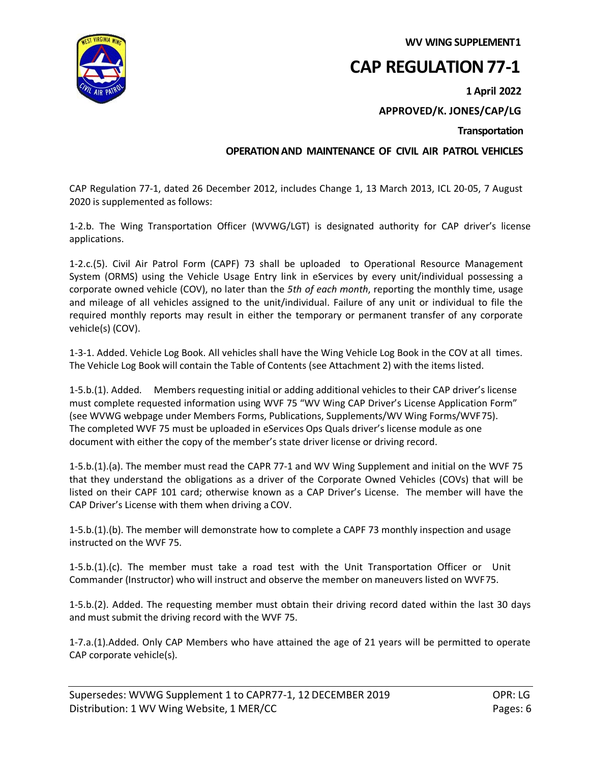**WV WING SUPPLEMENT1**

# CAP REGULATION 77-1

**1 April 2022**

**APPROVED/K. JONES/CAP/LG**

**Transportation**

**OPERATION AND MAINTENANCE OF CIVIL AIR PATROL VEHICLES**

CAP Regulation 77-1, dated 26 December 2012, includes Change 1, 13 March 2013, ICL 20-05, 7 August 2020 is supplemented as follows:

1-2.b. The Wing Transportation Officer (WVWG/LGT) is designated authority for CAP driver's license applications.

1-2.c.(5). Civil Air Patrol Form (CAPF) 73 shall be uploaded to Operational Resource Management System (ORMS) using the Vehicle Usage Entry link in eServices by every unit/individual possessing a corporate owned vehicle (COV), no later than the *5th of each month*, reporting the monthly time, usage and mileage of all vehicles assigned to the unit/individual. Failure of any unit or individual to file the required monthly reports may result in either the temporary or permanent transfer of any corporate vehicle(s) (COV).

1-3-1. Added. Vehicle Log Book. All vehicles shall have the Wing Vehicle Log Book in the COV at all times. The Vehicle Log Book will contain the Table of Contents (see Attachment 2) with the items listed.

1-5.b.(1). Added. Members requesting initial or adding additional vehicles to their CAP driver's license must complete requested information using WVF 75 "WV Wing CAP Driver's License Application Form" (see WVWG webpage under Members Forms, Publications, Supplements/WV Wing Forms/WVF75). The completed WVF 75 must be uploaded in eServices Ops Quals driver's license module as one document with either the copy of the member's state driver license or driving record.

1-5.b.(1).(a). The member must read the CAPR 77-1 and WV Wing Supplement and initial on the WVF 75 that they understand the obligations as a driver of the Corporate Owned Vehicles (COVs) that will be listed on their CAPF 101 card; otherwise known as a CAP Driver's License. The member will have the CAP Driver's License with them when driving a COV.

1-5.b.(1).(b). The member will demonstrate how to complete a CAPF 73 monthly inspection and usage instructed on the WVF 75.

1-5.b.(1).(c). The member must take a road test with the Unit Transportation Officer or Unit Commander (Instructor) who will instruct and observe the member on maneuvers listed on WVF75.

1-5.b.(2). Added. The requesting member must obtain their driving record dated within the last 30 days and must submit the driving record with the WVF 75.

1-7.a.(1).Added. Only CAP Members who have attained the age of 21 years will be permitted to operate CAP corporate vehicle(s).

Supersedes: WVWG Supplement 1 to CAPR77-1, 12 DECEMBER 2019 | OPR: LG
Distribution: 1 WV Wing Website, 1 MER/CC | Pages: 6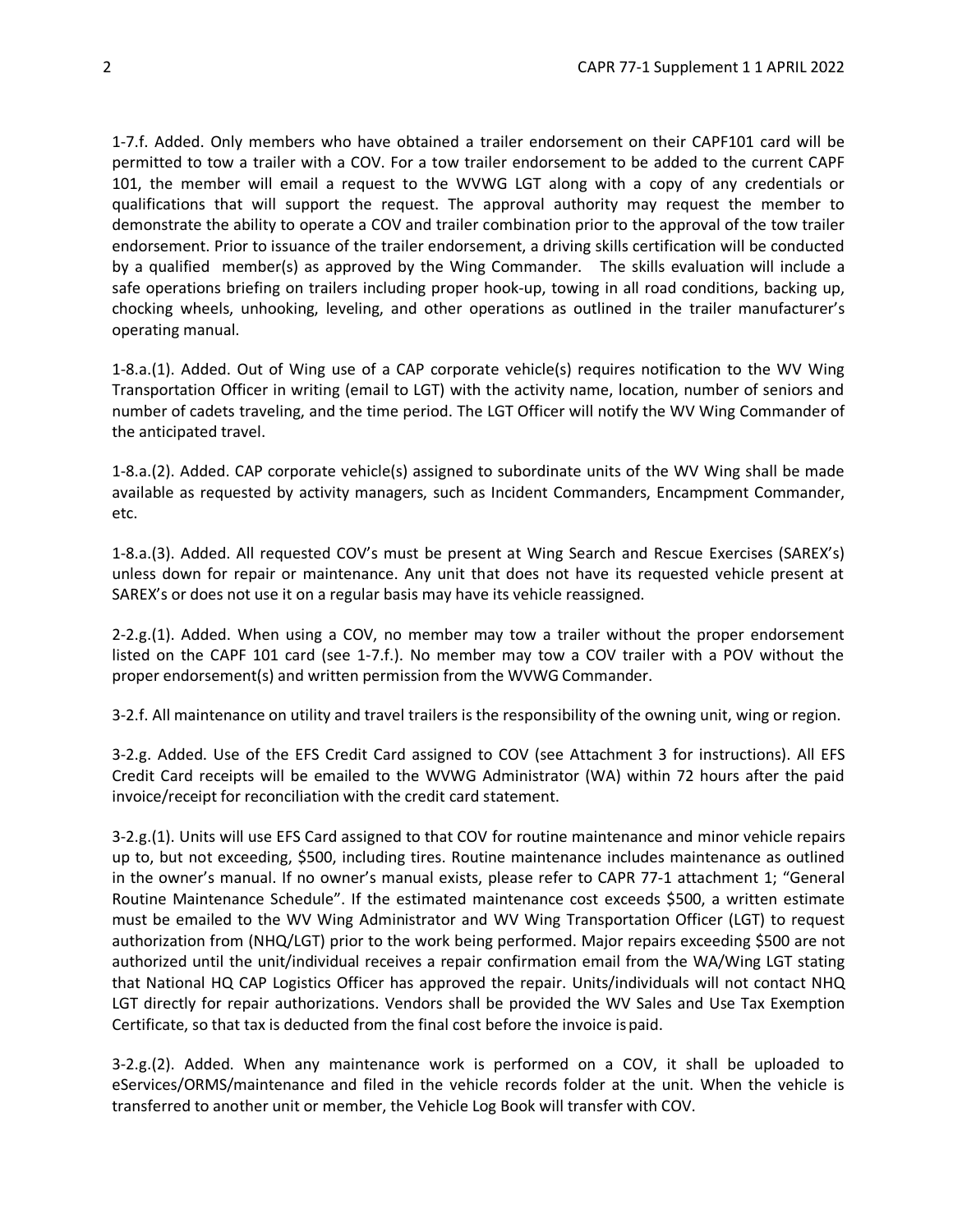1-7.f. Added. Only members who have obtained a trailer endorsement on their CAPF101 card will be permitted to tow a trailer with a COV. For a tow trailer endorsement to be added to the current CAPF 101, the member will email a request to the WVWG LGT along with a copy of any credentials or qualifications that will support the request. The approval authority may request the member to demonstrate the ability to operate a COV and trailer combination prior to the approval of the tow trailer endorsement. Prior to issuance of the trailer endorsement, a driving skills certification will be conducted by a qualified member(s) as approved by the Wing Commander. The skills evaluation will include a safe operations briefing on trailers including proper hook-up, towing in all road conditions, backing up, chocking wheels, unhooking, leveling, and other operations as outlined in the trailer manufacturer's operating manual.

1-8.a.(1). Added. Out of Wing use of a CAP corporate vehicle(s) requires notification to the WV Wing Transportation Officer in writing (email to LGT) with the activity name, location, number of seniors and number of cadets traveling, and the time period. The LGT Officer will notify the WV Wing Commander of the anticipated travel.

1-8.a.(2). Added. CAP corporate vehicle(s) assigned to subordinate units of the WV Wing shall be made available as requested by activity managers, such as Incident Commanders, Encampment Commander, etc.

1-8.a.(3). Added. All requested COV's must be present at Wing Search and Rescue Exercises (SAREX's) unless down for repair or maintenance. Any unit that does not have its requested vehicle present at SAREX's or does not use it on a regular basis may have its vehicle reassigned.

2-2.g.(1). Added. When using a COV, no member may tow a trailer without the proper endorsement listed on the CAPF 101 card (see 1-7.f.). No member may tow a COV trailer with a POV without the proper endorsement(s) and written permission from the WVWG Commander.

3-2.f. All maintenance on utility and travel trailers is the responsibility of the owning unit, wing or region.

3-2.g. Added. Use of the EFS Credit Card assigned to COV (see Attachment 3 for instructions). All EFS Credit Card receipts will be emailed to the WVWG Administrator (WA) within 72 hours after the paid invoice/receipt for reconciliation with the credit card statement.

3-2.g.(1). Units will use EFS Card assigned to that COV for routine maintenance and minor vehicle repairs up to, but not exceeding, $500, including tires. Routine maintenance includes maintenance as outlined in the owner's manual. If no owner's manual exists, please refer to CAPR 77-1 attachment 1; "General Routine Maintenance Schedule". If the estimated maintenance cost exceeds $500, a written estimate must be emailed to the WV Wing Administrator and WV Wing Transportation Officer (LGT) to request authorization from (NHQ/LGT) prior to the work being performed. Major repairs exceeding $500 are not authorized until the unit/individual receives a repair confirmation email from the WA/Wing LGT stating that National HQ CAP Logistics Officer has approved the repair. Units/individuals will not contact NHQ LGT directly for repair authorizations. Vendors shall be provided the WV Sales and Use Tax Exemption Certificate, so that tax is deducted from the final cost before the invoice is paid.

3-2.g.(2). Added. When any maintenance work is performed on a COV, it shall be uploaded to eServices/ORMS/maintenance and filed in the vehicle records folder at the unit. When the vehicle is transferred to another unit or member, the Vehicle Log Book will transfer with COV.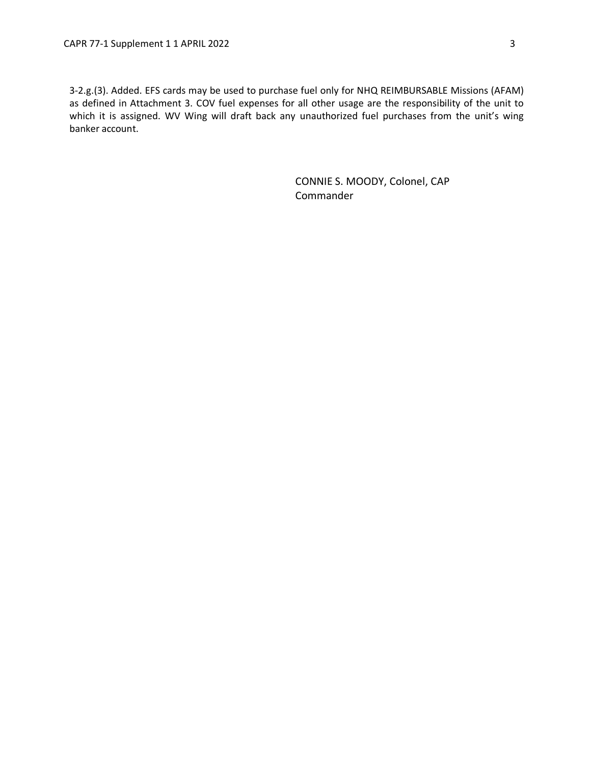3-2.g.(3). Added. EFS cards may be used to purchase fuel only for NHQ REIMBURSABLE Missions (AFAM) as defined in Attachment 3. COV fuel expenses for all other usage are the responsibility of the unit to which it is assigned. WV Wing will draft back any unauthorized fuel purchases from the unit's wing banker account.

CONNIE S. MOODY, Colonel, CAP
Commander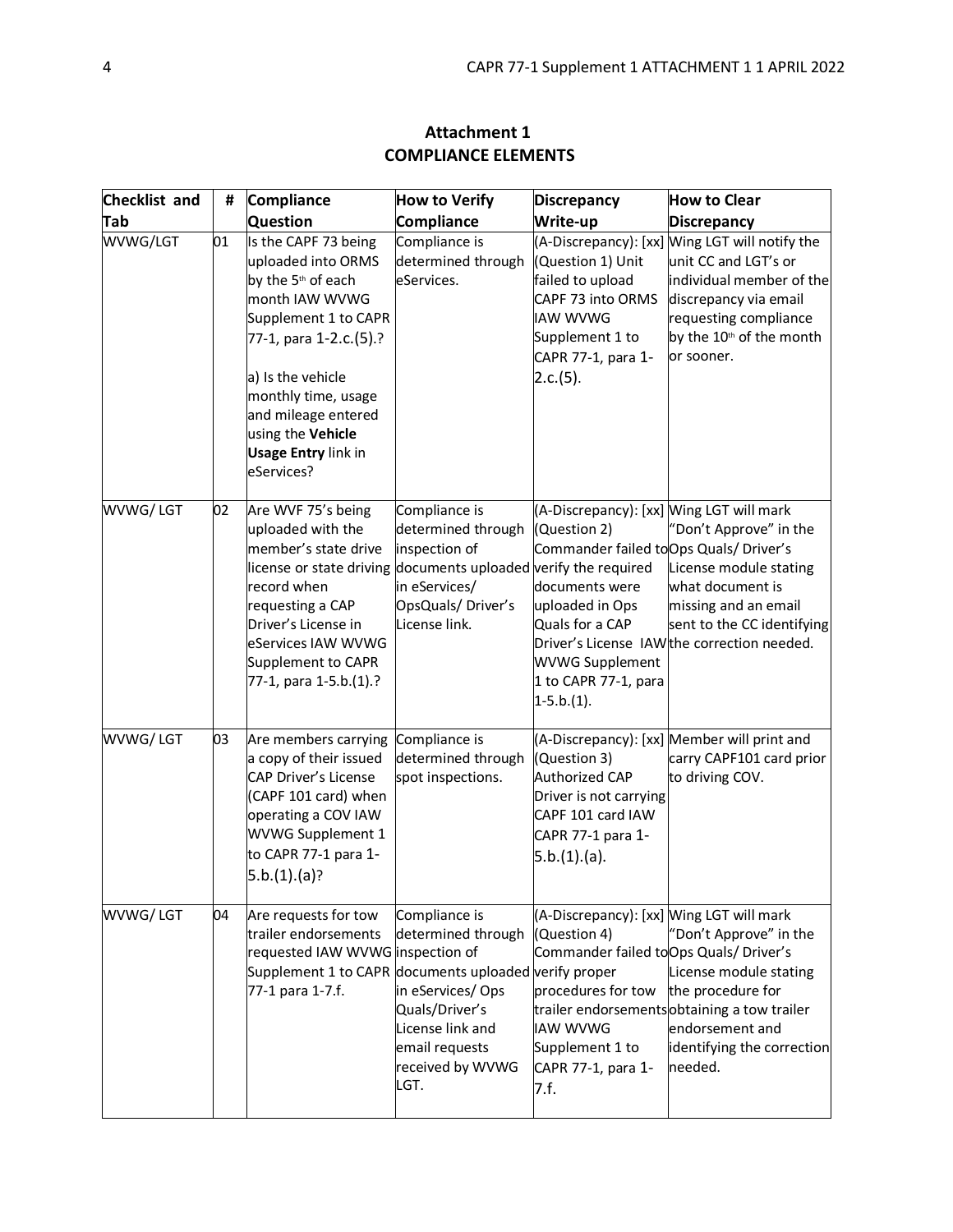# Attachment 1
# COMPLIANCE ELEMENTS

| Checklist and Tab | # | Compliance Question | How to Verify Compliance | Discrepancy Write-up | How to Clear Discrepancy |
|---|---|---|---|---|---|
| WVWG/LGT | 01 | Is the CAPF 73 being uploaded into ORMS by the 5th of each month IAW WVWG Supplement 1 to CAPR 77-1, para 1-2.c.(5).?<br><br>a) Is the vehicle monthly time, usage and mileage entered using the **Vehicle Usage Entry** link in eServices? | Compliance is determined through eServices. | (A-Discrepancy): [xx] (Question 1) Unit failed to upload CAPF 73 into ORMS IAW WVWG Supplement 1 to CAPR 77-1, para 1-2.c.(5). | Wing LGT will notify the unit CC and LGT's or individual member of the discrepancy via email requesting compliance by the 10th of the month or sooner. |
| WVWG/ LGT | 02 | Are WVF 75's being uploaded with the member's state drive license or state driving record when requesting a CAP Driver's License in eServices IAW WVWG Supplement to CAPR 77-1, para 1-5.b.(1).? | Compliance is determined through inspection of documents uploaded in eServices/ OpsQuals/ Driver's License link. | (A-Discrepancy): [xx] (Question 2) Commander failed to verify the required documents were uploaded in Ops Quals for a CAP Driver's License IAW WVWG Supplement 1 to CAPR 77-1, para 1-5.b.(1). | Wing LGT will mark "Don't Approve" in the Ops Quals/ Driver's License module stating what document is missing and an email sent to the CC identifying the correction needed. |
| WVWG/ LGT | 03 | Are members carrying a copy of their issued CAP Driver's License (CAPF 101 card) when operating a COV IAW WVWG Supplement 1 to CAPR 77-1 para 1-5.b.(1).(a)? | Compliance is determined through spot inspections. | (A-Discrepancy): [xx] (Question 3) Authorized CAP Driver is not carrying CAPF 101 card IAW CAPR 77-1 para 1-5.b.(1).(a). | Member will print and carry CAPF101 card prior to driving COV. |
| WVWG/ LGT | 04 | Are requests for tow trailer endorsements requested IAW WVWG Supplement 1 to CAPR 77-1 para 1-7.f. | Compliance is determined through inspection of documents uploaded in eServices/ Ops Quals/Driver's License link and email requests received by WVWG LGT. | (A-Discrepancy): [xx] (Question 4) Commander failed to verify proper procedures for tow trailer endorsements IAW WVWG Supplement 1 to CAPR 77-1, para 1-7.f. | Wing LGT will mark "Don't Approve" in the Ops Quals/ Driver's License module stating the procedure for obtaining a tow trailer endorsement and identifying the correction needed. |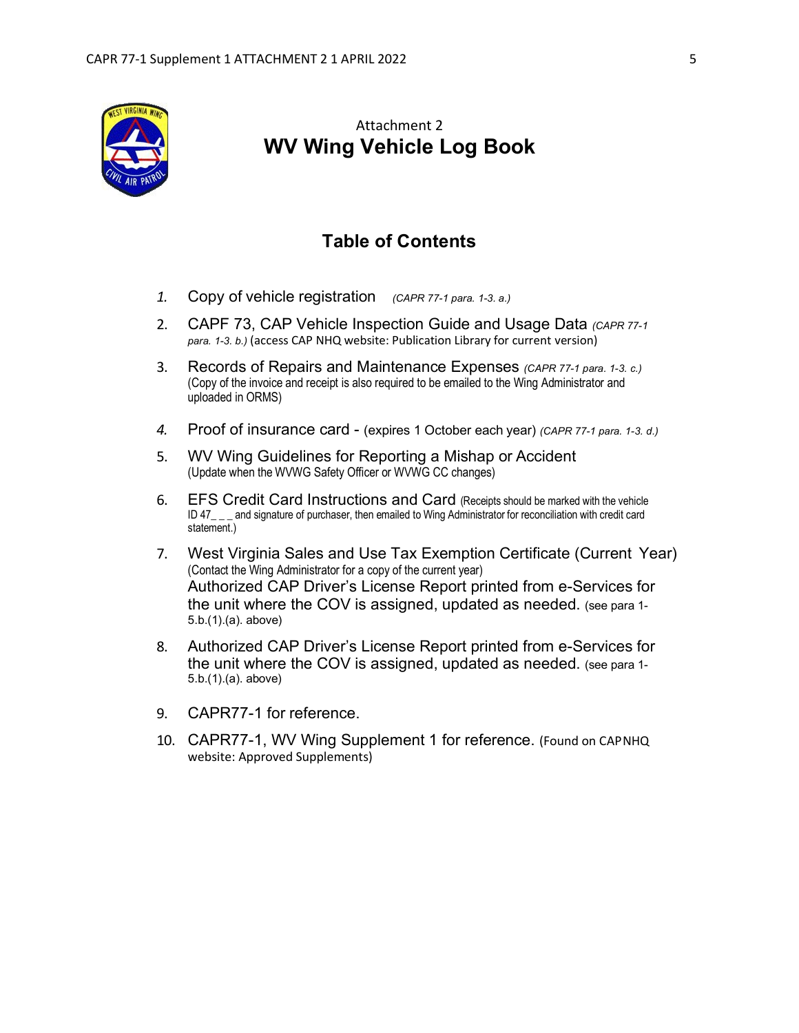Attachment 2

# WV Wing Vehicle Log Book

## Table of Contents

1. Copy of vehicle registration *(CAPR 77-1 para. 1-3. a.)*
2. CAPF 73, CAP Vehicle Inspection Guide and Usage Data *(CAPR 77-1 para. 1-3. b.)* (access CAP NHQ website: Publication Library for current version)
3. Records of Repairs and Maintenance Expenses *(CAPR 77-1 para. 1-3. c.)* (Copy of the invoice and receipt is also required to be emailed to the Wing Administrator and uploaded in ORMS)
4. Proof of insurance card - (expires 1 October each year) *(CAPR 77-1 para. 1-3. d.)*
5. WV Wing Guidelines for Reporting a Mishap or Accident (Update when the WVWG Safety Officer or WVWG CC changes)
6. EFS Credit Card Instructions and Card (Receipts should be marked with the vehicle ID 47_ _ _ and signature of purchaser, then emailed to Wing Administrator for reconciliation with credit card statement.)
7. West Virginia Sales and Use Tax Exemption Certificate (Current Year) (Contact the Wing Administrator for a copy of the current year)
   Authorized CAP Driver's License Report printed from e-Services for the unit where the COV is assigned, updated as needed. (see para 1-5.b.(1).(a). above)
8. Authorized CAP Driver's License Report printed from e-Services for the unit where the COV is assigned, updated as needed. (see para 1-5.b.(1).(a). above)
9. CAPR77-1 for reference.
10. CAPR77-1, WV Wing Supplement 1 for reference. (Found on CAPNHQ website: Approved Supplements)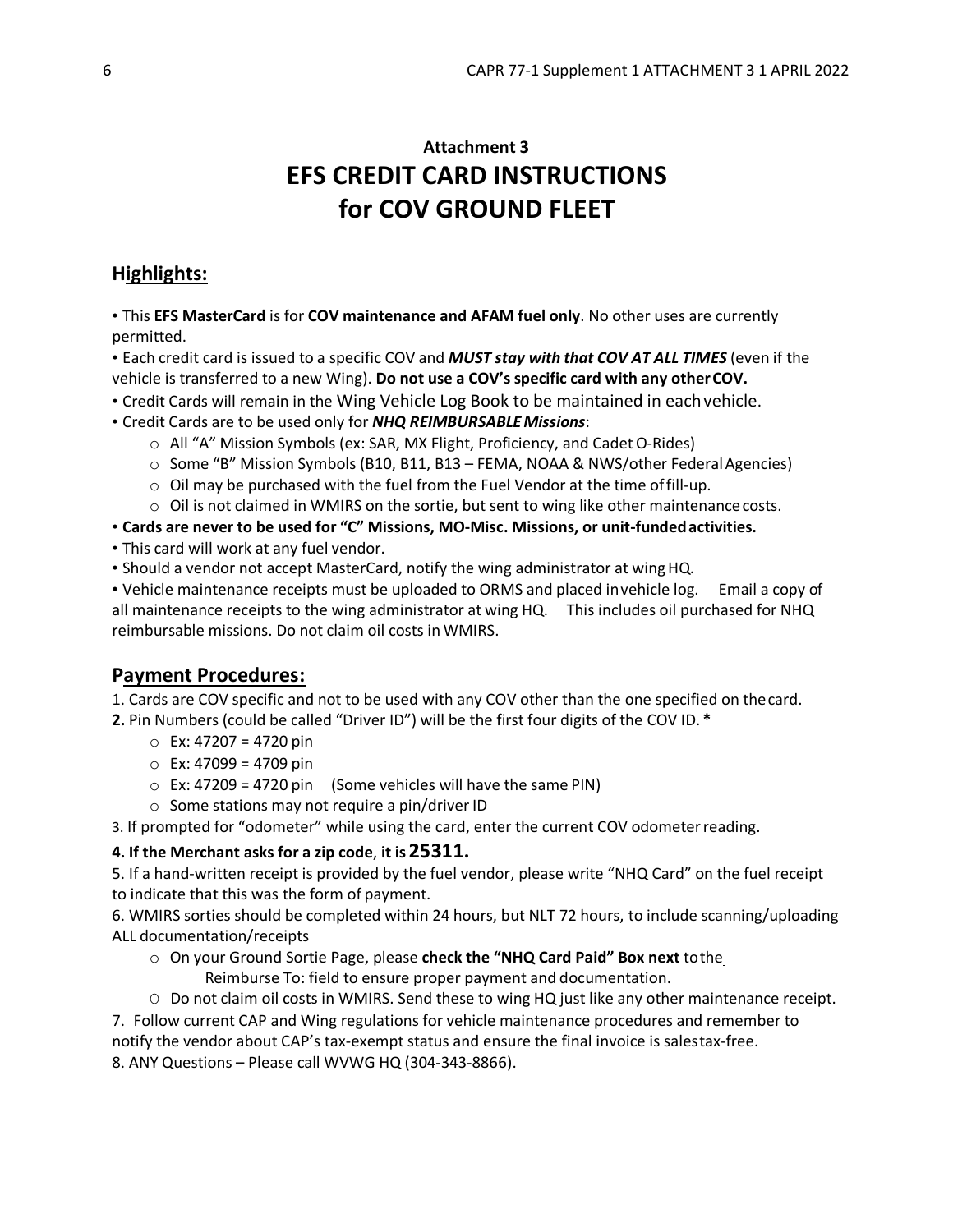# Attachment 3

# EFS CREDIT CARD INSTRUCTIONS for COV GROUND FLEET

## Highlights:

- This **EFS MasterCard** is for **COV maintenance and AFAM fuel only**. No other uses are currently permitted.
- Each credit card is issued to a specific COV and ***MUST stay with that COV AT ALL TIMES*** (even if the vehicle is transferred to a new Wing). **Do not use a COV's specific card with any other COV.**
- Credit Cards will remain in the Wing Vehicle Log Book to be maintained in each vehicle.
- Credit Cards are to be used only for ***NHQ REIMBURSABLE Missions***:
  - All "A" Mission Symbols (ex: SAR, MX Flight, Proficiency, and Cadet O-Rides)
  - Some "B" Mission Symbols (B10, B11, B13 – FEMA, NOAA & NWS/other Federal Agencies)
  - Oil may be purchased with the fuel from the Fuel Vendor at the time of fill-up.
  - Oil is not claimed in WMIRS on the sortie, but sent to wing like other maintenance costs.
- **Cards are never to be used for "C" Missions, MO-Misc. Missions, or unit-funded activities.**
- This card will work at any fuel vendor.
- Should a vendor not accept MasterCard, notify the wing administrator at wing HQ.
- Vehicle maintenance receipts must be uploaded to ORMS and placed in vehicle log. Email a copy of all maintenance receipts to the wing administrator at wing HQ. This includes oil purchased for NHQ reimbursable missions. Do not claim oil costs in WMIRS.

## Payment Procedures:

1. Cards are COV specific and not to be used with any COV other than the one specified on the card.
2. **2.** Pin Numbers (could be called "Driver ID") will be the first four digits of the COV ID. **\***
   - Ex: 47207 = 4720 pin
   - Ex: 47099 = 4709 pin
   - Ex: 47209 = 4720 pin (Some vehicles will have the same PIN)
   - Some stations may not require a pin/driver ID
3. If prompted for "odometer" while using the card, enter the current COV odometer reading.
4. **If the Merchant asks for a zip code**, **it is 25311.**
5. If a hand-written receipt is provided by the fuel vendor, please write "NHQ Card" on the fuel receipt to indicate that this was the form of payment.
6. WMIRS sorties should be completed within 24 hours, but NLT 72 hours, to include scanning/uploading ALL documentation/receipts
   - On your Ground Sortie Page, please **check the "NHQ Card Paid" Box next** to the Reimburse To: field to ensure proper payment and documentation.
   - Do not claim oil costs in WMIRS. Send these to wing HQ just like any other maintenance receipt.
7. Follow current CAP and Wing regulations for vehicle maintenance procedures and remember to notify the vendor about CAP's tax-exempt status and ensure the final invoice is sales tax-free.
8. ANY Questions – Please call WVWG HQ (304-343-8866).